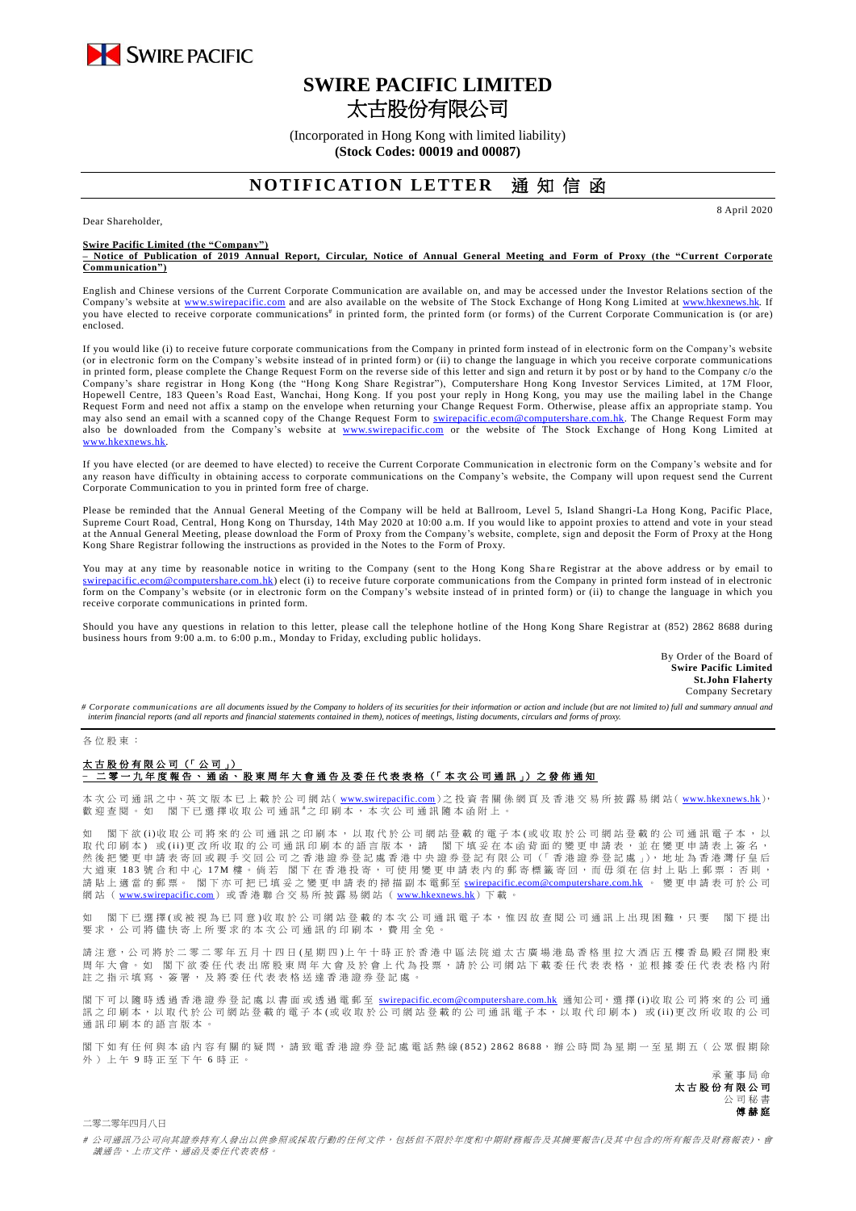SWIRE PACIFIC

# SWIRE PACIFIC LIMITED
# 太古股份有限公司

(Incorporated in Hong Kong with limited liability)
**(Stock Codes: 00019 and 00087)**

## NOTIFICATION LETTER 通知信函

8 April 2020

Dear Shareholder,

**Swire Pacific Limited (the "Company")**
**– Notice of Publication of 2019 Annual Report, Circular, Notice of Annual General Meeting and Form of Proxy (the "Current Corporate Communication")**

English and Chinese versions of the Current Corporate Communication are available on, and may be accessed under the Investor Relations section of the Company's website at www.swirepacific.com and are also available on the website of The Stock Exchange of Hong Kong Limited at www.hkexnews.hk. If you have elected to receive corporate communications# in printed form, the printed form (or forms) of the Current Corporate Communication is (or are) enclosed.

If you would like (i) to receive future corporate communications from the Company in printed form instead of in electronic form on the Company's website (or in electronic form on the Company's website instead of in printed form) or (ii) to change the language in which you receive corporate communications in printed form, please complete the Change Request Form on the reverse side of this letter and sign and return it by post or by hand to the Company c/o the Company's share registrar in Hong Kong (the "Hong Kong Share Registrar"), Computershare Hong Kong Investor Services Limited, at 17M Floor, Hopewell Centre, 183 Queen's Road East, Wanchai, Hong Kong. If you post your reply in Hong Kong, you may use the mailing label in the Change Request Form and need not affix a stamp on the envelope when returning your Change Request Form. Otherwise, please affix an appropriate stamp. You may also send an email with a scanned copy of the Change Request Form to swirepacific.ecom@computershare.com.hk. The Change Request Form may also be downloaded from the Company's website at www.swirepacific.com or the website of The Stock Exchange of Hong Kong Limited at www.hkexnews.hk.

If you have elected (or are deemed to have elected) to receive the Current Corporate Communication in electronic form on the Company's website and for any reason have difficulty in obtaining access to corporate communications on the Company's website, the Company will upon request send the Current Corporate Communication to you in printed form free of charge.

Please be reminded that the Annual General Meeting of the Company will be held at Ballroom, Level 5, Island Shangri-La Hong Kong, Pacific Place, Supreme Court Road, Central, Hong Kong on Thursday, 14th May 2020 at 10:00 a.m. If you would like to appoint proxies to attend and vote in your stead at the Annual General Meeting, please download the Form of Proxy from the Company's website, complete, sign and deposit the Form of Proxy at the Hong Kong Share Registrar following the instructions as provided in the Notes to the Form of Proxy.

You may at any time by reasonable notice in writing to the Company (sent to the Hong Kong Share Registrar at the above address or by email to swirepacific.ecom@computershare.com.hk) elect (i) to receive future corporate communications from the Company in printed form instead of in electronic form on the Company's website (or in electronic form on the Company's website instead of in printed form) or (ii) to change the language in which you receive corporate communications in printed form.

Should you have any questions in relation to this letter, please call the telephone hotline of the Hong Kong Share Registrar at (852) 2862 8688 during business hours from 9:00 a.m. to 6:00 p.m., Monday to Friday, excluding public holidays.

By Order of the Board of
**Swire Pacific Limited**
**St.John Flaherty**
Company Secretary

*# Corporate communications are all documents issued by the Company to holders of its securities for their information or action and include (but are not limited to) full and summary annual and interim financial reports (and all reports and financial statements contained in them), notices of meetings, listing documents, circulars and forms of proxy.*

---

各位股東：

**太古股份有限公司（「公司」）**
**– 二零一九年度報告、通函、股東周年大會通告及委任代表表格（「本次公司通訊」）之發佈通知**

本次公司通訊之中、英文版本已上載於公司網站(www.swirepacific.com)之投資者關係網頁及香港交易所披露易網站(www.hkexnews.hk)，歡迎查閱。如 閣下已選擇收取公司通訊#之印刷本，本次公司通訊隨本函附上。

如 閣下欲(i)收取公司將來的公司通訊之印刷本，以取代於公司網站登載的電子本(或收取於公司網站登載的公司通訊電子本，以取代印刷本) 或(ii)更改所收取的公司通訊印刷本的語言版本，請 閣下填妥在本函背面的變更申請表，並在變更申請表上簽名，然後把變更申請表寄回或親手交回公司之香港證券登記處香港中央證券登記有限公司(「香港證券登記處」)，地址為香港灣仔皇后大道東183號合和中心17M樓。倘若 閣下在香港投寄，可使用變更申請表內的郵寄標籤寄回，而毋須在信封上貼上郵票；否則，請貼上適當的郵票。 閣下亦可把已填妥之變更申請表的掃描副本電郵至 swirepacific.ecom@computershare.com.hk 。變更申請表可於公司網站(www.swirepacific.com)或香港聯合交易所披露易網站(www.hkexnews.hk)下載。

如 閣下已選擇(或被視為已同意)收取於公司網站登載的本次公司通訊電子本，惟因故查閱公司通訊上出現困難，只要 閣下提出要求，公司將儘快寄上所要求的本次公司通訊的印刷本，費用全免。

請注意，公司將於二零二零年五月十四日(星期四)上午十時正於香港中區法院道太古廣場港島香格里拉大酒店五樓香島殿召開股東周年大會。如 閣下欲委任代表出席股東周年大會及於會上代為投票，請於公司網站下載委任代表表格，並根據委任代表表格內附註之指示填寫、簽署，及將委任代表表格送達香港證券登記處。

閣下可以隨時透過香港證券登記處以書面或透過電郵至 swirepacific.ecom@computershare.com.hk 通知公司，選擇(i)收取公司將來的公司通訊之印刷本，以取代於公司網站登載的電子本(或收取於公司網站登載的公司通訊電子本，以取代印刷本) 或(ii)更改所收取的公司通訊印刷本的語言版本。

閣下如有任何與本函內容有關的疑問，請致電香港證券登記處電話熱線(852) 2862 8688，辦公時間為星期一至星期五(公眾假期除外)上午9時正至下午6時正。

承董事局命
**太古股份有限公司**
公司秘書
**傅赫庭**

二零二零年四月八日

*# 公司通訊乃公司向其證券持有人發出以供參照或採取行動的任何文件，包括但不限於年度和中期財務報告及其摘要報告(及其中包含的所有報告及財務報表)、會議通告、上市文件、通函及委任代表表格。*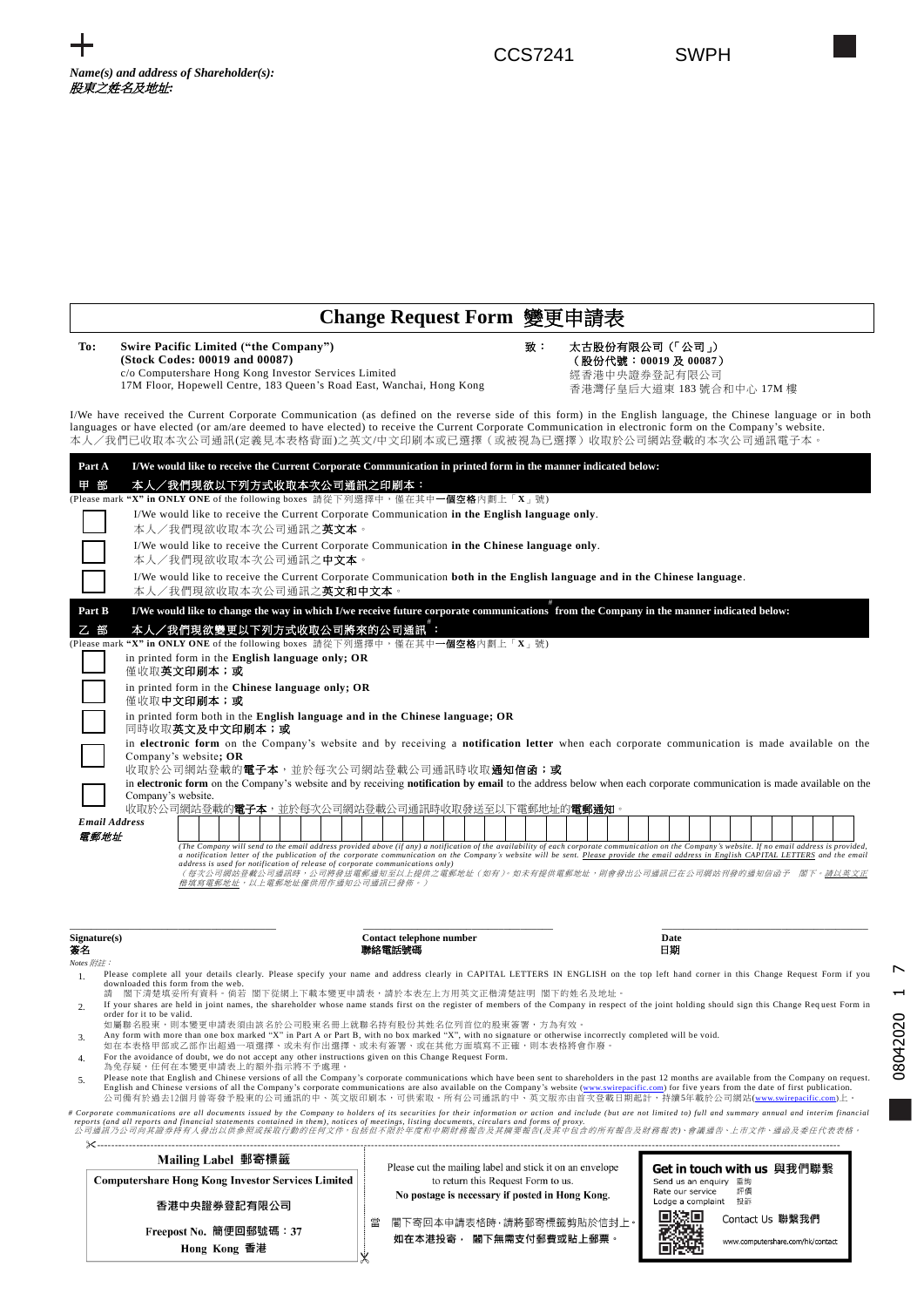CCS7241 SWPH

*Name(s) and address of Shareholder(s):*
*股東之姓名及地址:*

# Change Request Form 變更申請表

**To:** **Swire Pacific Limited ("the Company")**
**(Stock Codes: 00019 and 00087)**
c/o Computershare Hong Kong Investor Services Limited
17M Floor, Hopewell Centre, 183 Queen's Road East, Wanchai, Hong Kong

**致：** **太古股份有限公司（「公司」）**
**（股份代號：00019 及 00087）**
經香港中央證券登記有限公司
香港灣仔皇后大道東 183 號合和中心 17M 樓

I/We have received the Current Corporate Communication (as defined on the reverse side of this form) in the English language, the Chinese language or in both languages or have elected (or am/are deemed to have elected) to receive the Current Corporate Communication in electronic form on the Company's website.
本人／我們已收取本次公司通訊(定義見本表格背面)之英文/中文印刷本或已選擇（或被視為已選擇）收取於公司網站登載的本次公司通訊電子本。

**Part A** **I/We would like to receive the Current Corporate Communication in printed form in the manner indicated below:**
**甲 部** **本人／我們現欲以下列方式收取本次公司通訊之印刷本：**
(Please mark **"X" in ONLY ONE** of the following boxes 請從下列選擇中，僅在其中**一個空格**內劃上「**X**」號)

- ☐ I/We would like to receive the Current Corporate Communication **in the English language only**.
  本人／我們現欲收取本次公司通訊之**英文本**。
- ☐ I/We would like to receive the Current Corporate Communication **in the Chinese language only**.
  本人／我們現欲收取本次公司通訊之**中文本**。
- ☐ I/We would like to receive the Current Corporate Communication **both in the English language and in the Chinese language**.
  本人／我們現欲收取本次公司通訊之**英文和中文本**。

**Part B** **I/We would like to change the way in which I/we receive future corporate communications# from the Company in the manner indicated below:**
**乙 部** **本人／我們現欲變更以下列方式收取公司將來的公司通訊#：**
(Please mark **"X" in ONLY ONE** of the following boxes 請從下列選擇中，僅在其中**一個空格**內劃上「**X**」號)

- ☐ in printed form in the **English language only; OR**
  僅收取**英文印刷本；或**
- ☐ in printed form in the **Chinese language only; OR**
  僅收取**中文印刷本；或**
- ☐ in printed form both in the **English language and in the Chinese language; OR**
  同時收取**英文及中文印刷本；或**
- ☐ in **electronic form** on the Company's website and by receiving a **notification letter** when each corporate communication is made available on the Company's website**; OR**
  收取於公司網站登載的**電子本**，並於每次公司網站登載公司通訊時收取**通知信函；或**
- ☐ in **electronic form** on the Company's website and by receiving **notification by email** to the address below when each corporate communication is made available on the Company's website.
  收取於公司網站登載的**電子本**，並於每次公司網站登載公司通訊時收取發送至以下電郵地址的**電郵通知**。

***Email Address***
***電郵地址***

*(The Company will send to the email address provided above (if any) a notification of the availability of each corporate communication on the Company's website. If no email address is provided, a notification letter of the publication of the corporate communication on the Company's website will be sent. Please provide the email address in English CAPITAL LETTERS and the email address is used for notification of release of corporate communications only)*
*（每次公司網站登載公司通訊時，公司將發送電郵通知至以上提供之電郵地址（如有）。如未有提供電郵地址，則會發出公司通訊已在公司網站刊發的通知信函予　閣下。請以英文正楷填寫電郵地址，以上電郵地址僅供用作通知公司通訊已發佈。）*

**Signature(s)**
**簽名**

**Contact telephone number**
**聯絡電話號碼**

**Date**
**日期**

*Notes 附註：*

1. Please complete all your details clearly. Please specify your name and address clearly in CAPITAL LETTERS IN ENGLISH on the top left hand corner in this Change Request Form if you downloaded this form from the web.
   請　閣下清楚填妥所有資料。倘若　閣下從網上下載本變更申請表，請於本表左上方用英文正楷清楚註明　閣下的姓名及地址。
2. If your shares are held in joint names, the shareholder whose name stands first on the register of members of the Company in respect of the joint holding should sign this Change Request Form in order for it to be valid.
   如屬聯名股東，則本變更申請表須由該名於公司股東名冊上就聯名持有股份其姓名位列首位的股東簽署，方為有效。
3. Any form with more than one box marked "X" in Part A or Part B, with no box marked "X", with no signature or otherwise incorrectly completed will be void.
   如在本表格甲部或乙部作出超過一項選擇、或未有作出選擇、或未有簽署、或在其他方面填寫不正確，則本表格將會作廢。
4. For the avoidance of doubt, we do not accept any other instructions given on this Change Request Form.
   為免存疑，任何在本變更申請表上的額外指示將不予處理。
5. Please note that English and Chinese versions of all the Company's corporate communications which have been sent to shareholders in the past 12 months are available from the Company on request. English and Chinese versions of all the Company's corporate communications are also available on the Company's website (www.swirepacific.com) for five years from the date of first publication.
   公司備有於過去12個月曾寄發予股東的公司通訊的中、英文版印刷本，可供索取。所有公司通訊的中、英文版亦由首次登載日期起計，持續5年載於公司網站(www.swirepacific.com)上。

*# Corporate communications are all documents issued by the Company to holders of its securities for their information or action and include (but are not limited to) full and summary annual and interim financial reports (and all reports and financial statements contained in them), notices of meetings, listing documents, circulars and forms of proxy.*
*公司通訊乃公司向其證券持有人發出以供參照或採取行動的任何文件，包括但不限於年度和中期財務報告及其摘要報告(及其中包含的所有報告及財務報表)、會議通告、上市文件、通函及委任代表表格。*

**Mailing Label 郵寄標籤**

**Computershare Hong Kong Investor Services Limited**

**香港中央證券登記有限公司**

**Freepost No. 簡便回郵號碼：37**
**Hong Kong 香港**

Please cut the mailing label and stick it on an envelope to return this Request Form to us.
**No postage is necessary if posted in Hong Kong.**

當　閣下寄回本申請表格時，請將郵寄標籤剪貼於信封上。
**如在本港投寄，　閣下無需支付郵費或貼上郵票。**

**Get in touch with us 與我們聯繫**
Send us an enquiry 查詢
Rate our service 評價
Lodge a complaint 投訴
Contact Us 聯繫我們
www.computershare.com/hk/contact

08042020 1 7